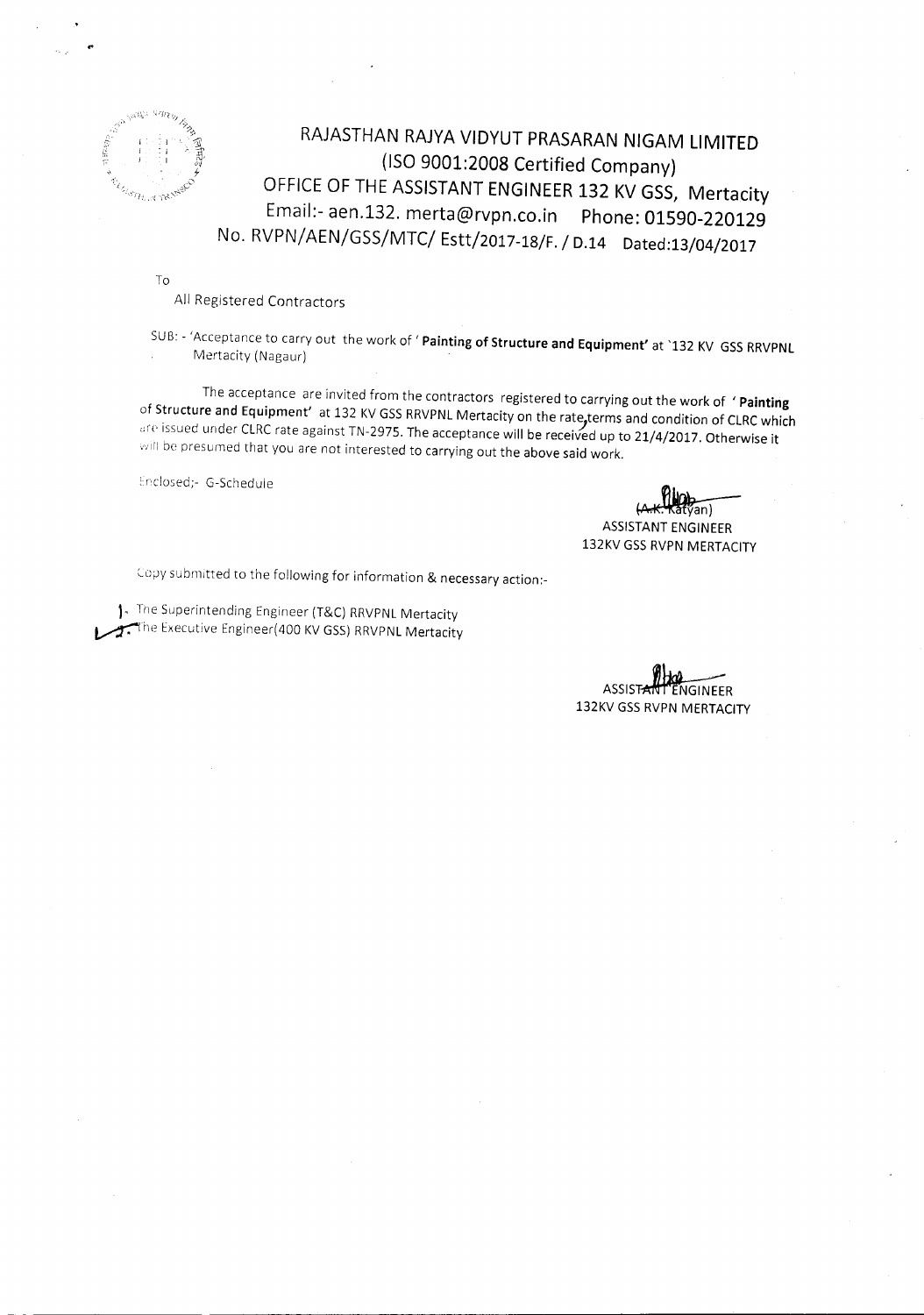# RAJASTHAN RAJYA VIDYUT PRASARAN NIGAM LIMITED

## (ISO 9001:2008 Certified Company)

## OFFICE OF THE ASSISTANT ENGINEER 132 KV GSS, Mertacity

Email:- aen.132. merta@rvpn.co.in Phone: 01590-220129

No. RVPN/AEN/GSS/MTC/ Estt/2017-18/F. / D.14 Dated:13/04/2017

To

All Registered Contractors

SUB: - 'Acceptance to carry out the work of ' **Painting of Structure and Equipment'** at '132 KV GSS RRVPNL Mertacity (Nagaur)

The acceptance are invited from the contractors registered to carrying out the work of **' Painting of Structure and Equipment'** at 132 KV GSS RRVPNL Mertacity on the rate,terms and condition of CLRC which are issued under CLRC rate against TN-2975. The acceptance will be received up to 21/4/2017. Otherwise it will be presumed that you are not interested to carrying out the above said work.

Enclosed;- G-Schedule

(A.K. Katyan)
ASSISTANT ENGINEER
132KV GSS RVPN MERTACITY

Copy submitted to the following for information & necessary action:-

1. The Superintending Engineer (T&C) RRVPNL Mertacity
2. The Executive Engineer(400 KV GSS) RRVPNL Mertacity

ASSISTANT ENGINEER
132KV GSS RVPN MERTACITY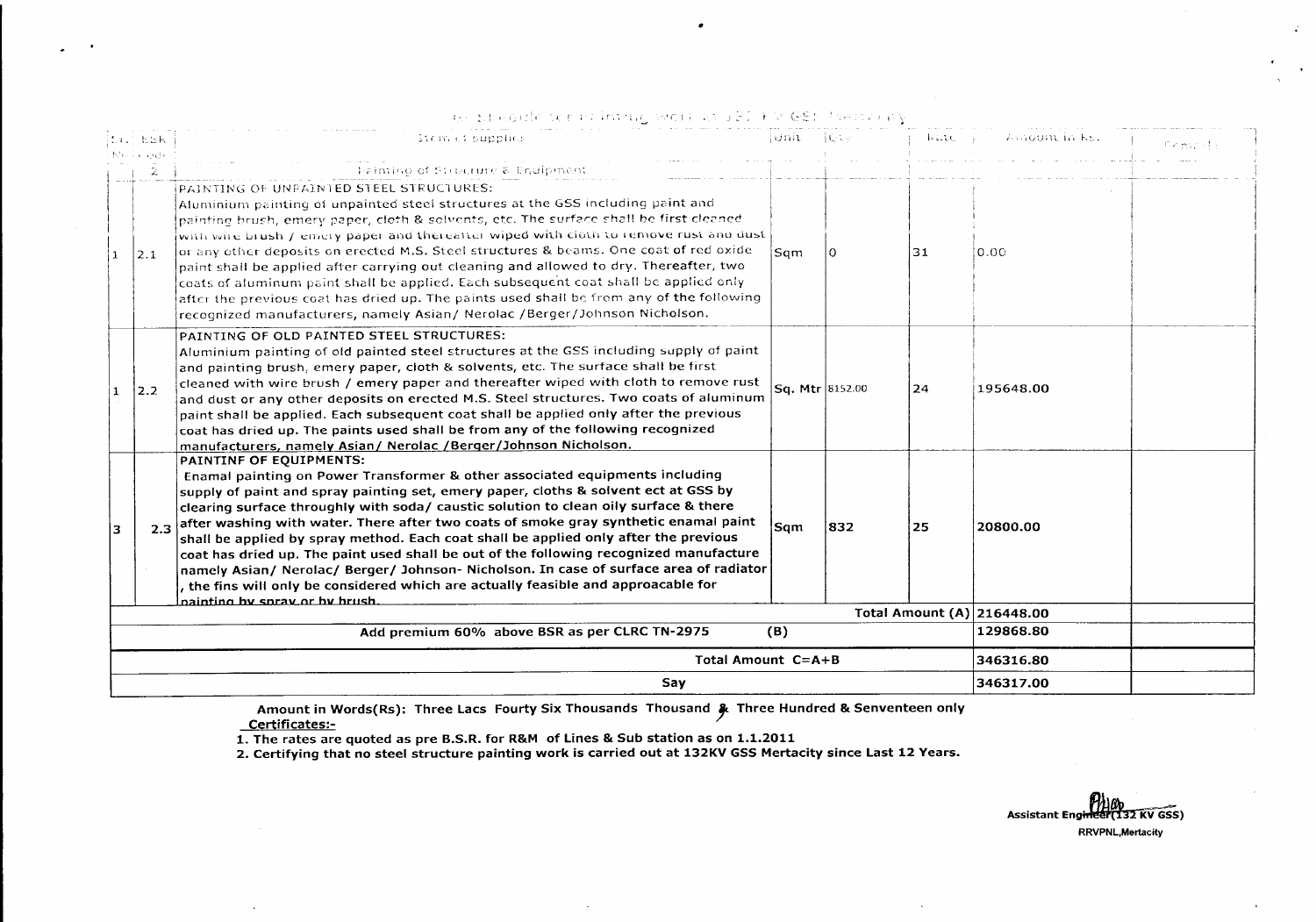| Sl. No. | BSR Item code | Item of supplies | Unit | Qty | Rate | Amount in Rs. | Remarks |
|---|---|---|---|---|---|---|---|
| | 2 | Painting of Structure & Equipment | | | | | |
| 1 | 2.1 | PAINTING OF UNPAINTED STEEL STRUCTURES: Aluminium painting of unpainted steel structures at the GSS including paint and painting brush, emery paper, cloth & solvents, etc. The surface shall be first cleaned with wire brush / emery paper and thereafter wiped with cloth to remove rust and dust or any other deposits on erected M.S. Steel structures & beams. One coat of red oxide paint shall be applied after carrying out cleaning and allowed to dry. Thereafter, two coats of aluminum paint shall be applied. Each subsequent coat shall be applied only after the previous coat has dried up. The paints used shall be from any of the following recognized manufacturers, namely Asian/ Nerolac /Berger/Johnson Nicholson. | Sqm | 0 | 31 | 0.00 | |
| 1 | 2.2 | PAINTING OF OLD PAINTED STEEL STRUCTURES: Aluminium painting of old painted steel structures at the GSS including supply of paint and painting brush, emery paper, cloth & solvents, etc. The surface shall be first cleaned with wire brush / emery paper and thereafter wiped with cloth to remove rust and dust or any other deposits on erected M.S. Steel structures. Two coats of aluminum paint shall be applied. Each subsequent coat shall be applied only after the previous coat has dried up. The paints used shall be from any of the following recognized manufacturers, namely Asian/ Nerolac /Berger/Johnson Nicholson. | Sq. Mtr | 8152.00 | 24 | 195648.00 | |
| 3 | 2.3 | PAINTINF OF EQUIPMENTS: Enamal painting on Power Transformer & other associated equipments including supply of paint and spray painting set, emery paper, cloths & solvent ect at GSS by clearing surface throughly with soda/ caustic solution to clean oily surface & there after washing with water. There after two coats of smoke gray synthetic enamal paint shall be applied by spray method. Each coat shall be applied only after the previous coat has dried up. The paint used shall be out of the following recognized manufacture namely Asian/ Nerolac/ Berger/ Johnson- Nicholson. In case of surface area of radiator , the fins will only be considered which are actually feasible and approacable for painting by spray or by brush. | Sqm | 832 | 25 | 20800.00 | |
| | | | | | Total Amount (A) | 216448.00 | |
| | | Add premium 60% above BSR as per CLRC TN-2975 | (B) | | | 129868.80 | |
| | | Total Amount C=A+B | | | | 346316.80 | |
| | | Say | | | | 346317.00 | |

**Amount in Words(Rs): Three Lacs Fourty Six Thousands Thousand & Three Hundred & Senventeen only**

**Certificates:-**

**1. The rates are quoted as pre B.S.R. for R&M of Lines & Sub station as on 1.1.2011**

**2. Certifying that no steel structure painting work is carried out at 132KV GSS Mertacity since Last 12 Years.**

**Assistant Engineer(132 KV GSS)**
**RRVPNL,Mertacity**